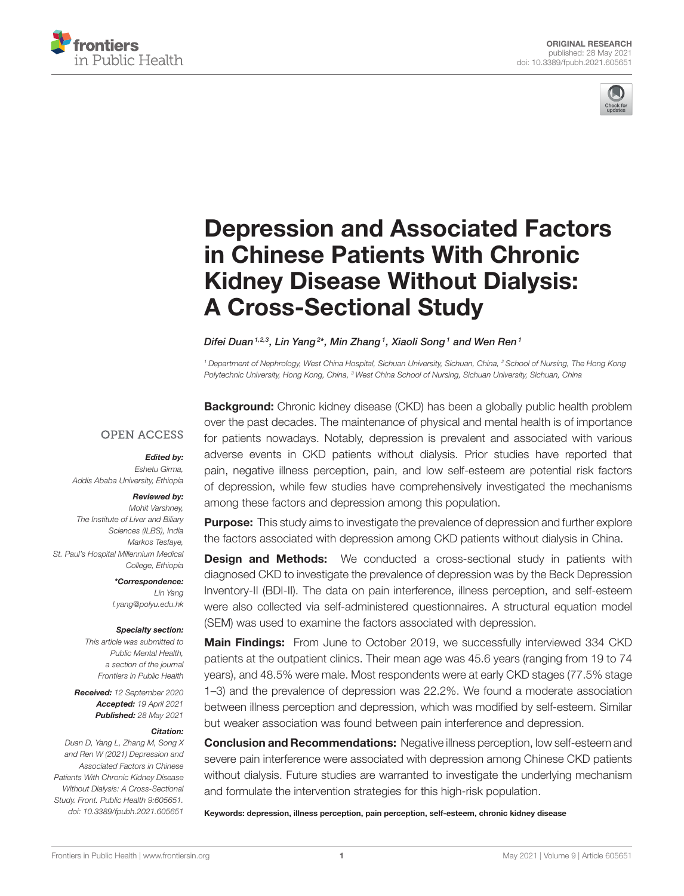ORIGINAL RESEARCH
published: 28 May 2021
doi: 10.3389/fpubh.2021.605651

# Depression and Associated Factors in Chinese Patients With Chronic Kidney Disease Without Dialysis: A Cross-Sectional Study

*Difei Duan[1,2,3], Lin Yang[2]\*, Min Zhang[1], Xiaoli Song[1] and Wen Ren[1]*

[1] Department of Nephrology, West China Hospital, Sichuan University, Sichuan, China, [2] School of Nursing, The Hong Kong Polytechnic University, Hong Kong, China, [3] West China School of Nursing, Sichuan University, Sichuan, China

OPEN ACCESS

***Edited by:***
*Eshetu Girma, Addis Ababa University, Ethiopia*

***Reviewed by:***
*Mohit Varshney, The Institute of Liver and Biliary Sciences (ILBS), India*
*Markos Tesfaye, St. Paul's Hospital Millennium Medical College, Ethiopia*

***\*Correspondence:***
*Lin Yang*
*l.yang@polyu.edu.hk*

***Specialty section:***
*This article was submitted to Public Mental Health, a section of the journal Frontiers in Public Health*

***Received:*** *12 September 2020*
***Accepted:*** *19 April 2021*
***Published:*** *28 May 2021*

***Citation:***
*Duan D, Yang L, Zhang M, Song X and Ren W (2021) Depression and Associated Factors in Chinese Patients With Chronic Kidney Disease Without Dialysis: A Cross-Sectional Study. Front. Public Health 9:605651. doi: 10.3389/fpubh.2021.605651*

**Background:** Chronic kidney disease (CKD) has been a globally public health problem over the past decades. The maintenance of physical and mental health is of importance for patients nowadays. Notably, depression is prevalent and associated with various adverse events in CKD patients without dialysis. Prior studies have reported that pain, negative illness perception, pain, and low self-esteem are potential risk factors of depression, while few studies have comprehensively investigated the mechanisms among these factors and depression among this population.

**Purpose:** This study aims to investigate the prevalence of depression and further explore the factors associated with depression among CKD patients without dialysis in China.

**Design and Methods:** We conducted a cross-sectional study in patients with diagnosed CKD to investigate the prevalence of depression was by the Beck Depression Inventory-II (BDI-II). The data on pain interference, illness perception, and self-esteem were also collected via self-administered questionnaires. A structural equation model (SEM) was used to examine the factors associated with depression.

**Main Findings:** From June to October 2019, we successfully interviewed 334 CKD patients at the outpatient clinics. Their mean age was 45.6 years (ranging from 19 to 74 years), and 48.5% were male. Most respondents were at early CKD stages (77.5% stage 1–3) and the prevalence of depression was 22.2%. We found a moderate association between illness perception and depression, which was modified by self-esteem. Similar but weaker association was found between pain interference and depression.

**Conclusion and Recommendations:** Negative illness perception, low self-esteem and severe pain interference were associated with depression among Chinese CKD patients without dialysis. Future studies are warranted to investigate the underlying mechanism and formulate the intervention strategies for this high-risk population.

**Keywords: depression, illness perception, pain perception, self-esteem, chronic kidney disease**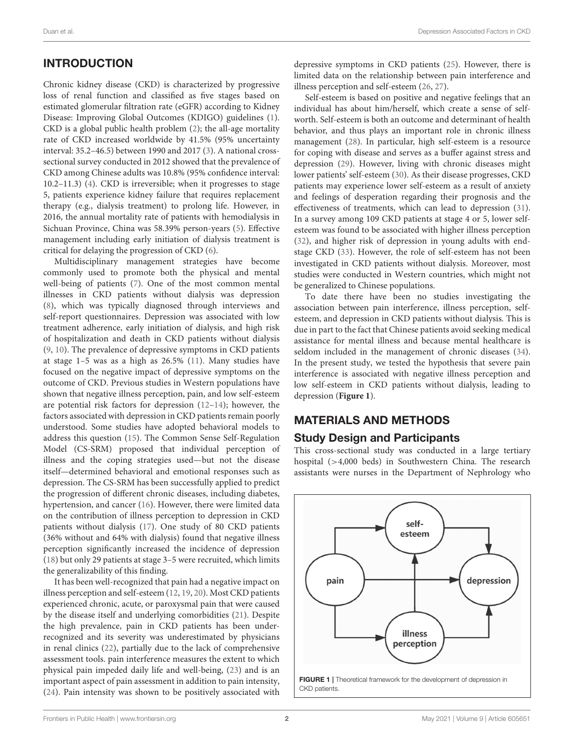## INTRODUCTION

Chronic kidney disease (CKD) is characterized by progressive loss of renal function and classified as five stages based on estimated glomerular filtration rate (eGFR) according to Kidney Disease: Improving Global Outcomes (KDIGO) guidelines (1). CKD is a global public health problem (2); the all-age mortality rate of CKD increased worldwide by 41.5% (95% uncertainty interval: 35.2–46.5) between 1990 and 2017 (3). A national cross-sectional survey conducted in 2012 showed that the prevalence of CKD among Chinese adults was 10.8% (95% confidence interval: 10.2–11.3) (4). CKD is irreversible; when it progresses to stage 5, patients experience kidney failure that requires replacement therapy (e.g., dialysis treatment) to prolong life. However, in 2016, the annual mortality rate of patients with hemodialysis in Sichuan Province, China was 58.39% person-years (5). Effective management including early initiation of dialysis treatment is critical for delaying the progression of CKD (6).

Multidisciplinary management strategies have become commonly used to promote both the physical and mental well-being of patients (7). One of the most common mental illnesses in CKD patients without dialysis was depression (8), which was typically diagnosed through interviews and self-report questionnaires. Depression was associated with low treatment adherence, early initiation of dialysis, and high risk of hospitalization and death in CKD patients without dialysis (9, 10). The prevalence of depressive symptoms in CKD patients at stage 1–5 was as a high as 26.5% (11). Many studies have focused on the negative impact of depressive symptoms on the outcome of CKD. Previous studies in Western populations have shown that negative illness perception, pain, and low self-esteem are potential risk factors for depression (12–14); however, the factors associated with depression in CKD patients remain poorly understood. Some studies have adopted behavioral models to address this question (15). The Common Sense Self-Regulation Model (CS-SRM) proposed that individual perception of illness and the coping strategies used—but not the disease itself—determined behavioral and emotional responses such as depression. The CS-SRM has been successfully applied to predict the progression of different chronic diseases, including diabetes, hypertension, and cancer (16). However, there were limited data on the contribution of illness perception to depression in CKD patients without dialysis (17). One study of 80 CKD patients (36% without and 64% with dialysis) found that negative illness perception significantly increased the incidence of depression (18) but only 29 patients at stage 3–5 were recruited, which limits the generalizability of this finding.

It has been well-recognized that pain had a negative impact on illness perception and self-esteem (12, 19, 20). Most CKD patients experienced chronic, acute, or paroxysmal pain that were caused by the disease itself and underlying comorbidities (21). Despite the high prevalence, pain in CKD patients has been under-recognized and its severity was underestimated by physicians in renal clinics (22), partially due to the lack of comprehensive assessment tools. pain interference measures the extent to which physical pain impeded daily life and well-being, (23) and is an important aspect of pain assessment in addition to pain intensity, (24). Pain intensity was shown to be positively associated with depressive symptoms in CKD patients (25). However, there is limited data on the relationship between pain interference and illness perception and self-esteem (26, 27).

Self-esteem is based on positive and negative feelings that an individual has about him/herself, which create a sense of self-worth. Self-esteem is both an outcome and determinant of health behavior, and thus plays an important role in chronic illness management (28). In particular, high self-esteem is a resource for coping with disease and serves as a buffer against stress and depression (29). However, living with chronic diseases might lower patients' self-esteem (30). As their disease progresses, CKD patients may experience lower self-esteem as a result of anxiety and feelings of desperation regarding their prognosis and the effectiveness of treatments, which can lead to depression (31). In a survey among 109 CKD patients at stage 4 or 5, lower self-esteem was found to be associated with higher illness perception (32), and higher risk of depression in young adults with end-stage CKD (33). However, the role of self-esteem has not been investigated in CKD patients without dialysis. Moreover, most studies were conducted in Western countries, which might not be generalized to Chinese populations.

To date there have been no studies investigating the association between pain interference, illness perception, self-esteem, and depression in CKD patients without dialysis. This is due in part to the fact that Chinese patients avoid seeking medical assistance for mental illness and because mental healthcare is seldom included in the management of chronic diseases (34). In the present study, we tested the hypothesis that severe pain interference is associated with negative illness perception and low self-esteem in CKD patients without dialysis, leading to depression (**Figure 1**).

**FIGURE 1** | Theoretical framework for the development of depression in CKD patients.

## MATERIALS AND METHODS

### Study Design and Participants

This cross-sectional study was conducted in a large tertiary hospital (>4,000 beds) in Southwestern China. The research assistants were nurses in the Department of Nephrology who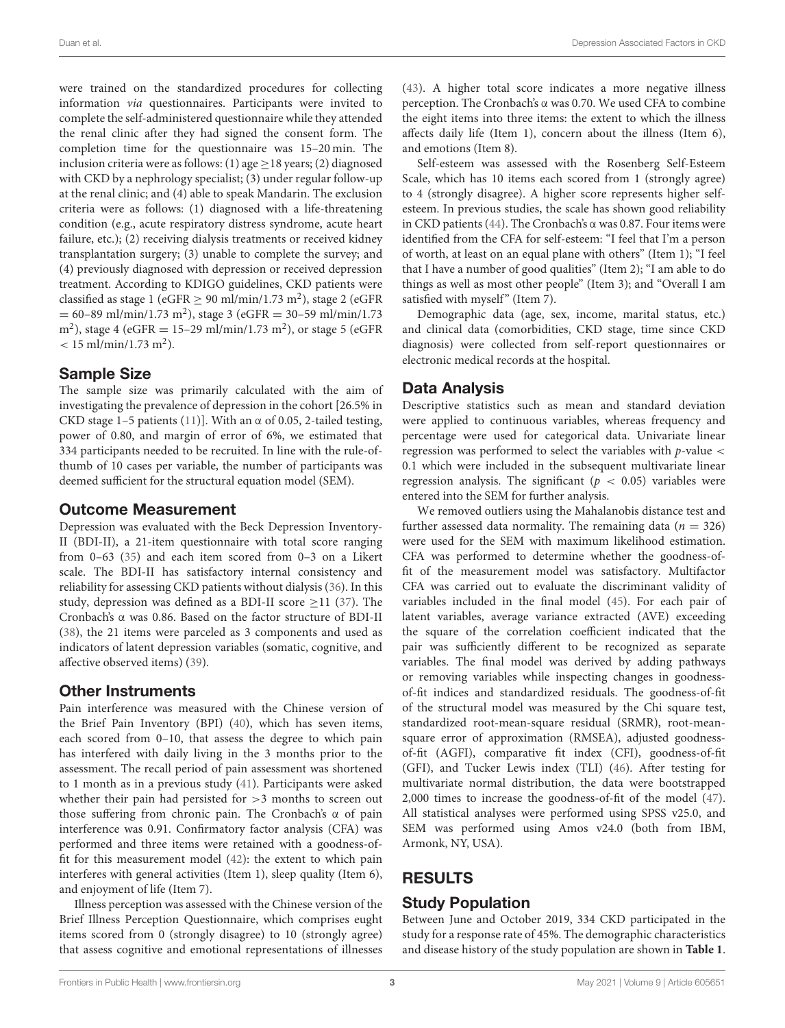were trained on the standardized procedures for collecting information *via* questionnaires. Participants were invited to complete the self-administered questionnaire while they attended the renal clinic after they had signed the consent form. The completion time for the questionnaire was 15–20 min. The inclusion criteria were as follows: (1) age ≥18 years; (2) diagnosed with CKD by a nephrology specialist; (3) under regular follow-up at the renal clinic; and (4) able to speak Mandarin. The exclusion criteria were as follows: (1) diagnosed with a life-threatening condition (e.g., acute respiratory distress syndrome, acute heart failure, etc.); (2) receiving dialysis treatments or received kidney transplantation surgery; (3) unable to complete the survey; and (4) previously diagnosed with depression or received depression treatment. According to KDIGO guidelines, CKD patients were classified as stage 1 (eGFR ≥ 90 ml/min/1.73 $m^2$), stage 2 (eGFR = 60–89 ml/min/1.73 $m^2$), stage 3 (eGFR = 30–59 ml/min/1.73 $m^2$), stage 4 (eGFR = 15–29 ml/min/1.73 $m^2$), or stage 5 (eGFR < 15 ml/min/1.73 $m^2$).

## Sample Size

The sample size was primarily calculated with the aim of investigating the prevalence of depression in the cohort [26.5% in CKD stage 1–5 patients (11)]. With an α of 0.05, 2-tailed testing, power of 0.80, and margin of error of 6%, we estimated that 334 participants needed to be recruited. In line with the rule-of-thumb of 10 cases per variable, the number of participants was deemed sufficient for the structural equation model (SEM).

## Outcome Measurement

Depression was evaluated with the Beck Depression Inventory-II (BDI-II), a 21-item questionnaire with total score ranging from 0–63 (35) and each item scored from 0–3 on a Likert scale. The BDI-II has satisfactory internal consistency and reliability for assessing CKD patients without dialysis (36). In this study, depression was defined as a BDI-II score ≥11 (37). The Cronbach's α was 0.86. Based on the factor structure of BDI-II (38), the 21 items were parceled as 3 components and used as indicators of latent depression variables (somatic, cognitive, and affective observed items) (39).

## Other Instruments

Pain interference was measured with the Chinese version of the Brief Pain Inventory (BPI) (40), which has seven items, each scored from 0–10, that assess the degree to which pain has interfered with daily living in the 3 months prior to the assessment. The recall period of pain assessment was shortened to 1 month as in a previous study (41). Participants were asked whether their pain had persisted for >3 months to screen out those suffering from chronic pain. The Cronbach's α of pain interference was 0.91. Confirmatory factor analysis (CFA) was performed and three items were retained with a goodness-of-fit for this measurement model (42): the extent to which pain interferes with general activities (Item 1), sleep quality (Item 6), and enjoyment of life (Item 7).

Illness perception was assessed with the Chinese version of the Brief Illness Perception Questionnaire, which comprises eught items scored from 0 (strongly disagree) to 10 (strongly agree) that assess cognitive and emotional representations of illnesses (43). A higher total score indicates a more negative illness perception. The Cronbach's α was 0.70. We used CFA to combine the eight items into three items: the extent to which the illness affects daily life (Item 1), concern about the illness (Item 6), and emotions (Item 8).

Self-esteem was assessed with the Rosenberg Self-Esteem Scale, which has 10 items each scored from 1 (strongly agree) to 4 (strongly disagree). A higher score represents higher self-esteem. In previous studies, the scale has shown good reliability in CKD patients (44). The Cronbach's α was 0.87. Four items were identified from the CFA for self-esteem: "I feel that I'm a person of worth, at least on an equal plane with others" (Item 1); "I feel that I have a number of good qualities" (Item 2); "I am able to do things as well as most other people" (Item 3); and "Overall I am satisfied with myself" (Item 7).

Demographic data (age, sex, income, marital status, etc.) and clinical data (comorbidities, CKD stage, time since CKD diagnosis) were collected from self-report questionnaires or electronic medical records at the hospital.

## Data Analysis

Descriptive statistics such as mean and standard deviation were applied to continuous variables, whereas frequency and percentage were used for categorical data. Univariate linear regression was performed to select the variables with $p$-value < 0.1 which were included in the subsequent multivariate linear regression analysis. The significant ($p < 0.05$) variables were entered into the SEM for further analysis.

We removed outliers using the Mahalanobis distance test and further assessed data normality. The remaining data ($n = 326$) were used for the SEM with maximum likelihood estimation. CFA was performed to determine whether the goodness-of-fit of the measurement model was satisfactory. Multifactor CFA was carried out to evaluate the discriminant validity of variables included in the final model (45). For each pair of latent variables, average variance extracted (AVE) exceeding the square of the correlation coefficient indicated that the pair was sufficiently different to be recognized as separate variables. The final model was derived by adding pathways or removing variables while inspecting changes in goodness-of-fit indices and standardized residuals. The goodness-of-fit of the structural model was measured by the Chi square test, standardized root-mean-square residual (SRMR), root-mean-square error of approximation (RMSEA), adjusted goodness-of-fit (AGFI), comparative fit index (CFI), goodness-of-fit (GFI), and Tucker Lewis index (TLI) (46). After testing for multivariate normal distribution, the data were bootstrapped 2,000 times to increase the goodness-of-fit of the model (47). All statistical analyses were performed using SPSS v25.0, and SEM was performed using Amos v24.0 (both from IBM, Armonk, NY, USA).

# RESULTS

## Study Population

Between June and October 2019, 334 CKD participated in the study for a response rate of 45%. The demographic characteristics and disease history of the study population are shown in **Table 1**.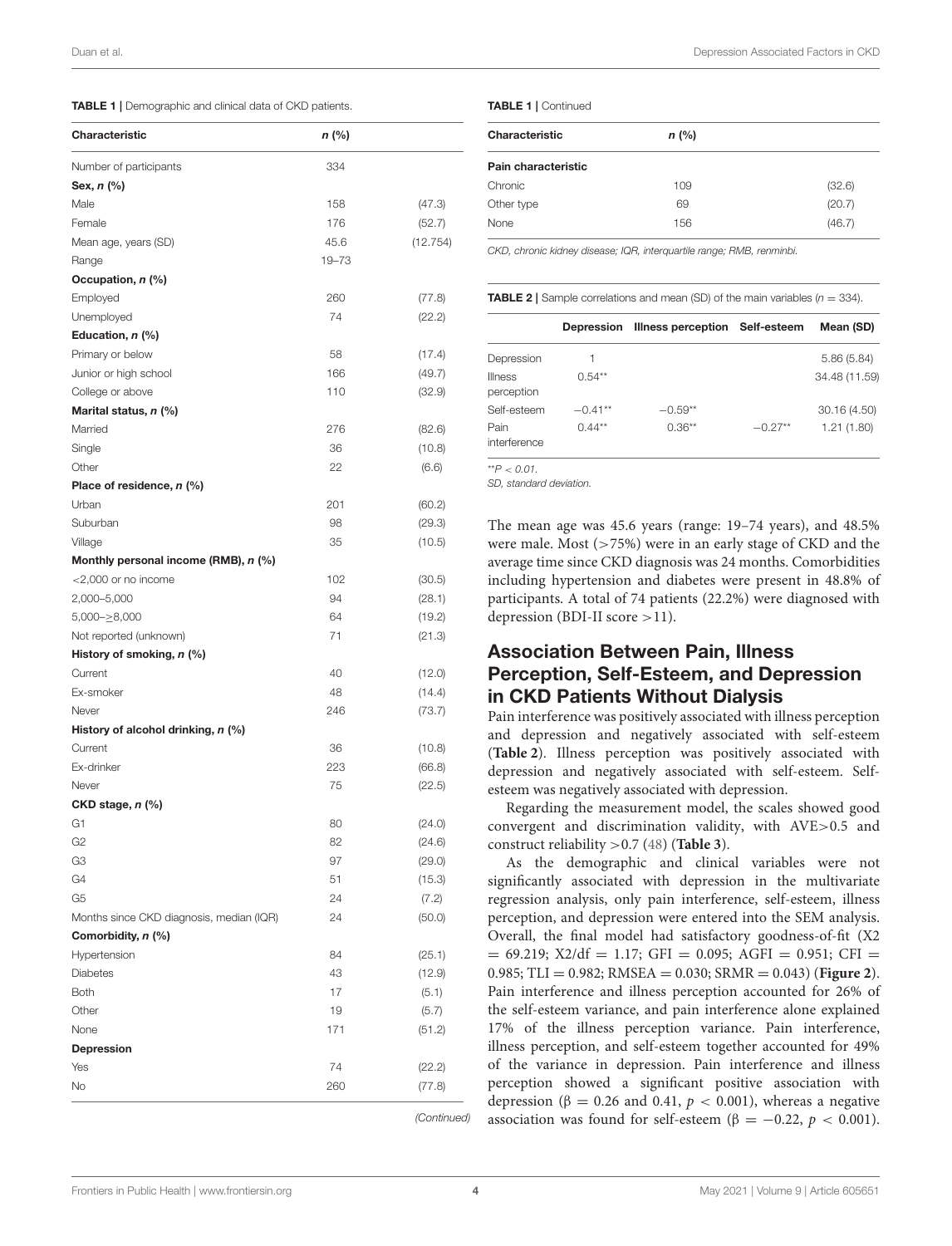**TABLE 1 |** Demographic and clinical data of CKD patients.

| Characteristic | n (%) | |
|---|---|---|
| Number of participants | 334 | |
| **Sex, n (%)** | | |
| Male | 158 | (47.3) |
| Female | 176 | (52.7) |
| Mean age, years (SD) | 45.6 | (12.754) |
| Range | 19–73 | |
| **Occupation, n (%)** | | |
| Employed | 260 | (77.8) |
| Unemployed | 74 | (22.2) |
| **Education, n (%)** | | |
| Primary or below | 58 | (17.4) |
| Junior or high school | 166 | (49.7) |
| College or above | 110 | (32.9) |
| **Marital status, n (%)** | | |
| Married | 276 | (82.6) |
| Single | 36 | (10.8) |
| Other | 22 | (6.6) |
| **Place of residence, n (%)** | | |
| Urban | 201 | (60.2) |
| Suburban | 98 | (29.3) |
| Village | 35 | (10.5) |
| **Monthly personal income (RMB), n (%)** | | |
| <2,000 or no income | 102 | (30.5) |
| 2,000–5,000 | 94 | (28.1) |
| 5,000–≥8,000 | 64 | (19.2) |
| Not reported (unknown) | 71 | (21.3) |
| **History of smoking, n (%)** | | |
| Current | 40 | (12.0) |
| Ex-smoker | 48 | (14.4) |
| Never | 246 | (73.7) |
| **History of alcohol drinking, n (%)** | | |
| Current | 36 | (10.8) |
| Ex-drinker | 223 | (66.8) |
| Never | 75 | (22.5) |
| **CKD stage, n (%)** | | |
| G1 | 80 | (24.0) |
| G2 | 82 | (24.6) |
| G3 | 97 | (29.0) |
| G4 | 51 | (15.3) |
| G5 | 24 | (7.2) |
| Months since CKD diagnosis, median (IQR) | 24 | (50.0) |
| **Comorbidity, n (%)** | | |
| Hypertension | 84 | (25.1) |
| Diabetes | 43 | (12.9) |
| Both | 17 | (5.1) |
| Other | 19 | (5.7) |
| None | 171 | (51.2) |
| **Depression** | | |
| Yes | 74 | (22.2) |
| No | 260 | (77.8) |
| **Pain characteristic** | | |
| Chronic | 109 | (32.6) |
| Other type | 69 | (20.7) |
| None | 156 | (46.7) |

*CKD, chronic kidney disease; IQR, interquartile range; RMB, renminbi.*

**TABLE 2 |** Sample correlations and mean (SD) of the main variables ($n = 334$).

| | Depression | Illness perception | Self-esteem | Mean (SD) |
|---|---|---|---|---|
| Depression | 1 | | | 5.86 (5.84) |
| Illness perception | 0.54** | | | 34.48 (11.59) |
| Self-esteem | −0.41** | −0.59** | | 30.16 (4.50) |
| Pain interference | 0.44** | 0.36** | −0.27** | 1.21 (1.80) |

**$P < 0.01$.
SD, standard deviation.

The mean age was 45.6 years (range: 19–74 years), and 48.5% were male. Most (>75%) were in an early stage of CKD and the average time since CKD diagnosis was 24 months. Comorbidities including hypertension and diabetes were present in 48.8% of participants. A total of 74 patients (22.2%) were diagnosed with depression (BDI-II score >11).

## Association Between Pain, Illness Perception, Self-Esteem, and Depression in CKD Patients Without Dialysis

Pain interference was positively associated with illness perception and depression and negatively associated with self-esteem (**Table 2**). Illness perception was positively associated with depression and negatively associated with self-esteem. Self-esteem was negatively associated with depression.

Regarding the measurement model, the scales showed good convergent and discrimination validity, with AVE>0.5 and construct reliability >0.7 (48) (**Table 3**).

As the demographic and clinical variables were not significantly associated with depression in the multivariate regression analysis, only pain interference, self-esteem, illness perception, and depression were entered into the SEM analysis. Overall, the final model had satisfactory goodness-of-fit (X2 = 69.219; X2/df = 1.17; GFI = 0.095; AGFI = 0.951; CFI = 0.985; TLI = 0.982; RMSEA = 0.030; SRMR = 0.043) (**Figure 2**). Pain interference and illness perception accounted for 26% of the self-esteem variance, and pain interference alone explained 17% of the illness perception variance. Pain interference, illness perception, and self-esteem together accounted for 49% of the variance in depression. Pain interference and illness perception showed a significant positive association with depression ($\beta = 0.26$ and 0.41, $p < 0.001$), whereas a negative association was found for self-esteem ($\beta = -0.22$, $p < 0.001$).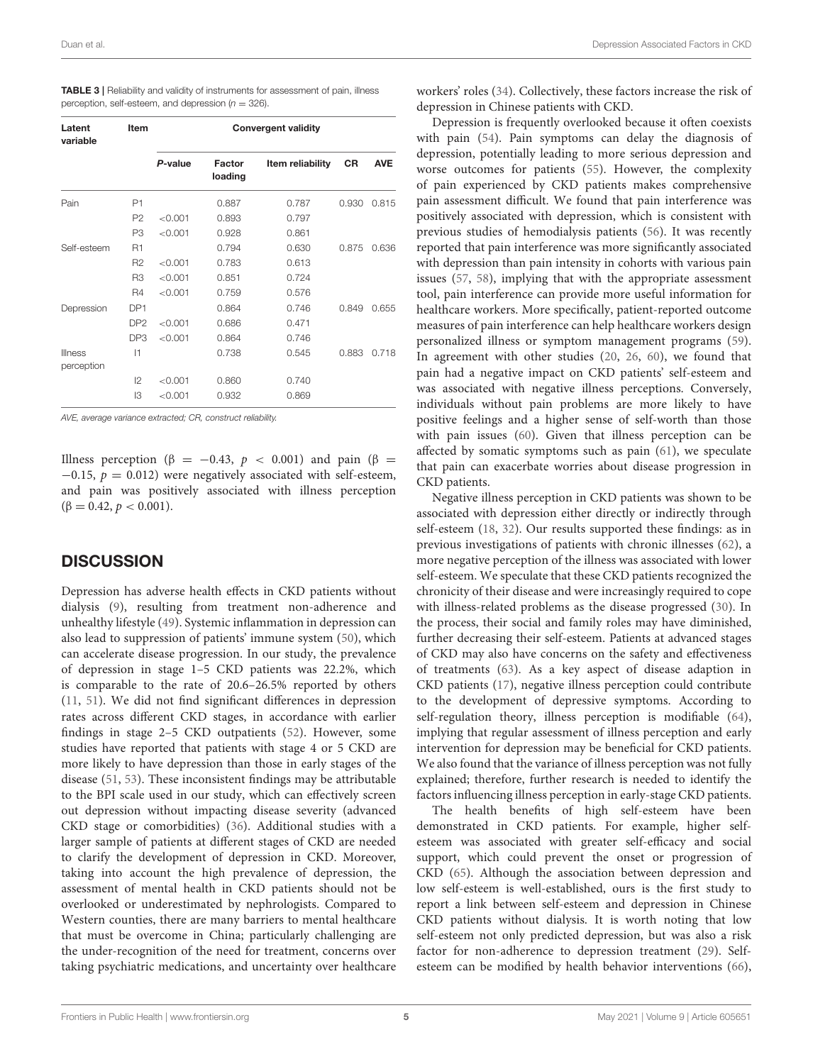**TABLE 3** | Reliability and validity of instruments for assessment of pain, illness perception, self-esteem, and depression ($n = 326$).

| Latent variable | Item | Convergent validity | | | | |
|---|---|---|---|---|---|---|
| | | *P*-value | Factor loading | Item reliability | CR | AVE |
| Pain | P1 | | 0.887 | 0.787 | 0.930 | 0.815 |
| | P2 | <0.001 | 0.893 | 0.797 | | |
| | P3 | <0.001 | 0.928 | 0.861 | | |
| Self-esteem | R1 | | 0.794 | 0.630 | 0.875 | 0.636 |
| | R2 | <0.001 | 0.783 | 0.613 | | |
| | R3 | <0.001 | 0.851 | 0.724 | | |
| | R4 | <0.001 | 0.759 | 0.576 | | |
| Depression | DP1 | | 0.864 | 0.746 | 0.849 | 0.655 |
| | DP2 | <0.001 | 0.686 | 0.471 | | |
| | DP3 | <0.001 | 0.864 | 0.746 | | |
| Illness perception | I1 | | 0.738 | 0.545 | 0.883 | 0.718 |
| | I2 | <0.001 | 0.860 | 0.740 | | |
| | I3 | <0.001 | 0.932 | 0.869 | | |

*AVE, average variance extracted; CR, construct reliability.*

Illness perception ($\beta = -0.43$, $p < 0.001$) and pain ($\beta = -0.15$, $p = 0.012$) were negatively associated with self-esteem, and pain was positively associated with illness perception ($\beta = 0.42$, $p < 0.001$).

## DISCUSSION

Depression has adverse health effects in CKD patients without dialysis (9), resulting from treatment non-adherence and unhealthy lifestyle (49). Systemic inflammation in depression can also lead to suppression of patients' immune system (50), which can accelerate disease progression. In our study, the prevalence of depression in stage 1–5 CKD patients was 22.2%, which is comparable to the rate of 20.6–26.5% reported by others (11, 51). We did not find significant differences in depression rates across different CKD stages, in accordance with earlier findings in stage 2–5 CKD outpatients (52). However, some studies have reported that patients with stage 4 or 5 CKD are more likely to have depression than those in early stages of the disease (51, 53). These inconsistent findings may be attributable to the BPI scale used in our study, which can effectively screen out depression without impacting disease severity (advanced CKD stage or comorbidities) (36). Additional studies with a larger sample of patients at different stages of CKD are needed to clarify the development of depression in CKD. Moreover, taking into account the high prevalence of depression, the assessment of mental health in CKD patients should not be overlooked or underestimated by nephrologists. Compared to Western counties, there are many barriers to mental healthcare that must be overcome in China; particularly challenging are the under-recognition of the need for treatment, concerns over taking psychiatric medications, and uncertainty over healthcare workers' roles (34). Collectively, these factors increase the risk of depression in Chinese patients with CKD.

Depression is frequently overlooked because it often coexists with pain (54). Pain symptoms can delay the diagnosis of depression, potentially leading to more serious depression and worse outcomes for patients (55). However, the complexity of pain experienced by CKD patients makes comprehensive pain assessment difficult. We found that pain interference was positively associated with depression, which is consistent with previous studies of hemodialysis patients (56). It was recently reported that pain interference was more significantly associated with depression than pain intensity in cohorts with various pain issues (57, 58), implying that with the appropriate assessment tool, pain interference can provide more useful information for healthcare workers. More specifically, patient-reported outcome measures of pain interference can help healthcare workers design personalized illness or symptom management programs (59). In agreement with other studies (20, 26, 60), we found that pain had a negative impact on CKD patients' self-esteem and was associated with negative illness perceptions. Conversely, individuals without pain problems are more likely to have positive feelings and a higher sense of self-worth than those with pain issues (60). Given that illness perception can be affected by somatic symptoms such as pain (61), we speculate that pain can exacerbate worries about disease progression in CKD patients.

Negative illness perception in CKD patients was shown to be associated with depression either directly or indirectly through self-esteem (18, 32). Our results supported these findings: as in previous investigations of patients with chronic illnesses (62), a more negative perception of the illness was associated with lower self-esteem. We speculate that these CKD patients recognized the chronicity of their disease and were increasingly required to cope with illness-related problems as the disease progressed (30). In the process, their social and family roles may have diminished, further decreasing their self-esteem. Patients at advanced stages of CKD may also have concerns on the safety and effectiveness of treatments (63). As a key aspect of disease adaption in CKD patients (17), negative illness perception could contribute to the development of depressive symptoms. According to self-regulation theory, illness perception is modifiable (64), implying that regular assessment of illness perception and early intervention for depression may be beneficial for CKD patients. We also found that the variance of illness perception was not fully explained; therefore, further research is needed to identify the factors influencing illness perception in early-stage CKD patients.

The health benefits of high self-esteem have been demonstrated in CKD patients. For example, higher self-esteem was associated with greater self-efficacy and social support, which could prevent the onset or progression of CKD (65). Although the association between depression and low self-esteem is well-established, ours is the first study to report a link between self-esteem and depression in Chinese CKD patients without dialysis. It is worth noting that low self-esteem not only predicted depression, but was also a risk factor for non-adherence to depression treatment (29). Self-esteem can be modified by health behavior interventions (66),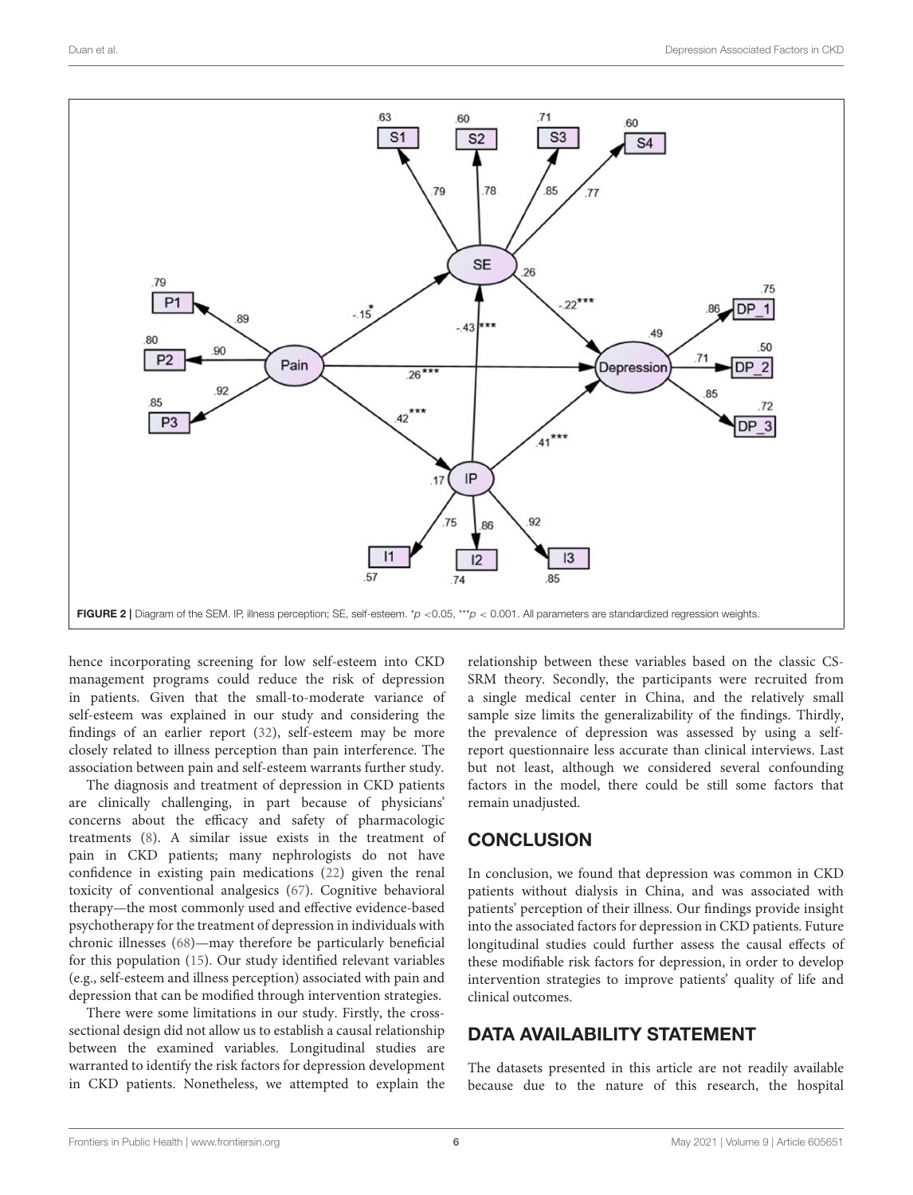FIGURE 2 | Diagram of the SEM. IP, illness perception; SE, self-esteem. *$p$ <0.05, ***$p$ < 0.001. All parameters are standardized regression weights.

hence incorporating screening for low self-esteem into CKD management programs could reduce the risk of depression in patients. Given that the small-to-moderate variance of self-esteem was explained in our study and considering the findings of an earlier report (32), self-esteem may be more closely related to illness perception than pain interference. The association between pain and self-esteem warrants further study.

The diagnosis and treatment of depression in CKD patients are clinically challenging, in part because of physicians' concerns about the efficacy and safety of pharmacologic treatments (8). A similar issue exists in the treatment of pain in CKD patients; many nephrologists do not have confidence in existing pain medications (22) given the renal toxicity of conventional analgesics (67). Cognitive behavioral therapy—the most commonly used and effective evidence-based psychotherapy for the treatment of depression in individuals with chronic illnesses (68)—may therefore be particularly beneficial for this population (15). Our study identified relevant variables (e.g., self-esteem and illness perception) associated with pain and depression that can be modified through intervention strategies.

There were some limitations in our study. Firstly, the cross-sectional design did not allow us to establish a causal relationship between the examined variables. Longitudinal studies are warranted to identify the risk factors for depression development in CKD patients. Nonetheless, we attempted to explain the relationship between these variables based on the classic CS-SRM theory. Secondly, the participants were recruited from a single medical center in China, and the relatively small sample size limits the generalizability of the findings. Thirdly, the prevalence of depression was assessed by using a self-report questionnaire less accurate than clinical interviews. Last but not least, although we considered several confounding factors in the model, there could be still some factors that remain unadjusted.

## CONCLUSION

In conclusion, we found that depression was common in CKD patients without dialysis in China, and was associated with patients' perception of their illness. Our findings provide insight into the associated factors for depression in CKD patients. Future longitudinal studies could further assess the causal effects of these modifiable risk factors for depression, in order to develop intervention strategies to improve patients' quality of life and clinical outcomes.

## DATA AVAILABILITY STATEMENT

The datasets presented in this article are not readily available because due to the nature of this research, the hospital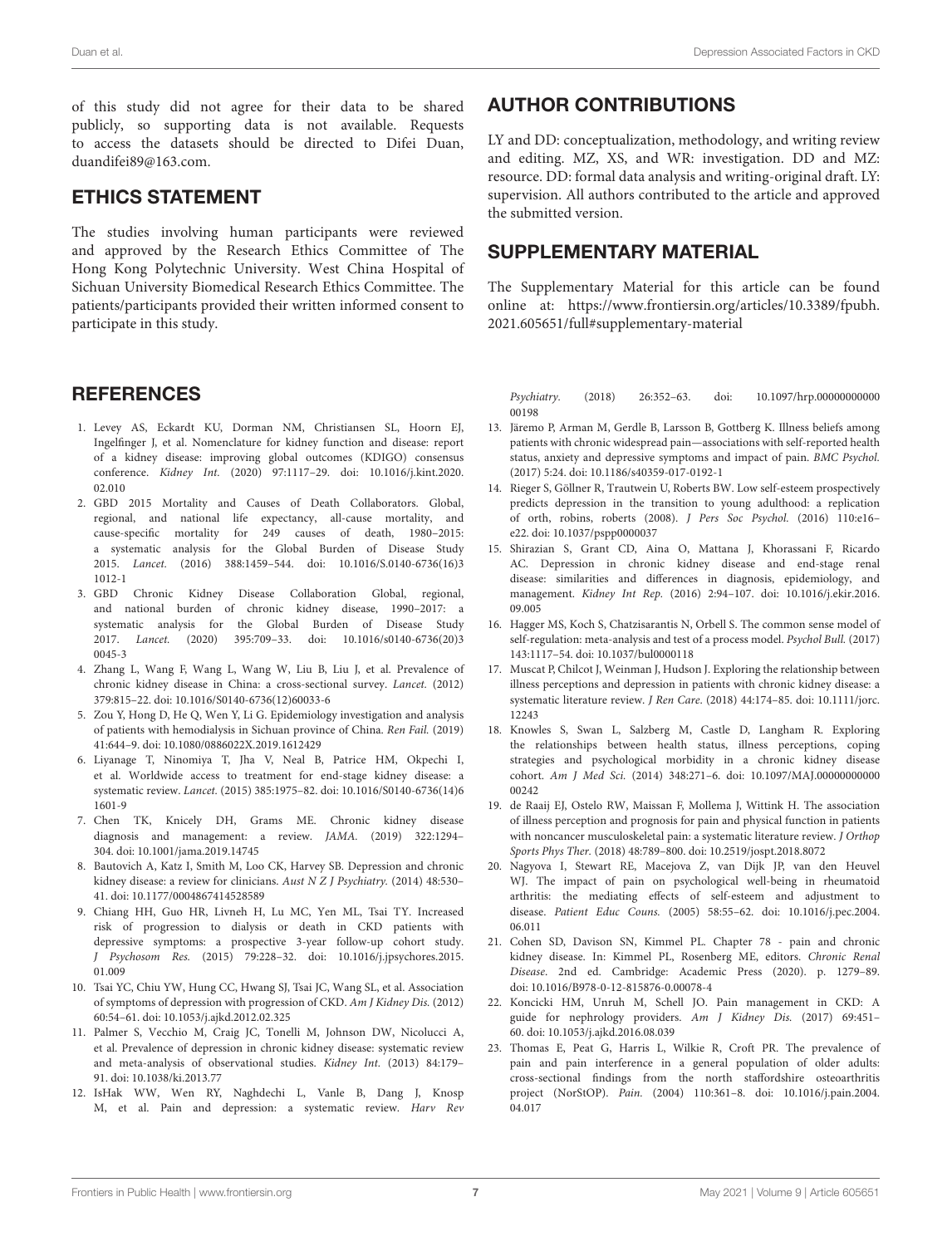of this study did not agree for their data to be shared publicly, so supporting data is not available. Requests to access the datasets should be directed to Difei Duan, duandifei89@163.com.

## ETHICS STATEMENT

The studies involving human participants were reviewed and approved by the Research Ethics Committee of The Hong Kong Polytechnic University. West China Hospital of Sichuan University Biomedical Research Ethics Committee. The patients/participants provided their written informed consent to participate in this study.

## AUTHOR CONTRIBUTIONS

LY and DD: conceptualization, methodology, and writing review and editing. MZ, XS, and WR: investigation. DD and MZ: resource. DD: formal data analysis and writing-original draft. LY: supervision. All authors contributed to the article and approved the submitted version.

## SUPPLEMENTARY MATERIAL

The Supplementary Material for this article can be found online at: https://www.frontiersin.org/articles/10.3389/fpubh.2021.605651/full#supplementary-material

## REFERENCES

1. Levey AS, Eckardt KU, Dorman NM, Christiansen SL, Hoorn EJ, Ingelfinger J, et al. Nomenclature for kidney function and disease: report of a kidney disease: improving global outcomes (KDIGO) consensus conference. *Kidney Int.* (2020) 97:1117–29. doi: 10.1016/j.kint.2020.02.010
2. GBD 2015 Mortality and Causes of Death Collaborators. Global, regional, and national life expectancy, all-cause mortality, and cause-specific mortality for 249 causes of death, 1980–2015: a systematic analysis for the Global Burden of Disease Study 2015. *Lancet.* (2016) 388:1459–544. doi: 10.1016/S.0140-6736(16)31012-1
3. GBD Chronic Kidney Disease Collaboration Global, regional, and national burden of chronic kidney disease, 1990–2017: a systematic analysis for the Global Burden of Disease Study 2017. *Lancet.* (2020) 395:709–33. doi: 10.1016/s0140-6736(20)30045-3
4. Zhang L, Wang F, Wang L, Wang W, Liu B, Liu J, et al. Prevalence of chronic kidney disease in China: a cross-sectional survey. *Lancet.* (2012) 379:815–22. doi: 10.1016/S0140-6736(12)60033-6
5. Zou Y, Hong D, He Q, Wen Y, Li G. Epidemiology investigation and analysis of patients with hemodialysis in Sichuan province of China. *Ren Fail.* (2019) 41:644–9. doi: 10.1080/0886022X.2019.1612429
6. Liyanage T, Ninomiya T, Jha V, Neal B, Patrice HM, Okpechi I, et al. Worldwide access to treatment for end-stage kidney disease: a systematic review. *Lancet.* (2015) 385:1975–82. doi: 10.1016/S0140-6736(14)61601-9
7. Chen TK, Knicely DH, Grams ME. Chronic kidney disease diagnosis and management: a review. *JAMA.* (2019) 322:1294–304. doi: 10.1001/jama.2019.14745
8. Bautovich A, Katz I, Smith M, Loo CK, Harvey SB. Depression and chronic kidney disease: a review for clinicians. *Aust N Z J Psychiatry.* (2014) 48:530–41. doi: 10.1177/0004867414528589
9. Chiang HH, Guo HR, Livneh H, Lu MC, Yen ML, Tsai TY. Increased risk of progression to dialysis or death in CKD patients with depressive symptoms: a prospective 3-year follow-up cohort study. *J Psychosom Res.* (2015) 79:228–32. doi: 10.1016/j.jpsychores.2015.01.009
10. Tsai YC, Chiu YW, Hung CC, Hwang SJ, Tsai JC, Wang SL, et al. Association of symptoms of depression with progression of CKD. *Am J Kidney Dis.* (2012) 60:54–61. doi: 10.1053/j.ajkd.2012.02.325
11. Palmer S, Vecchio M, Craig JC, Tonelli M, Johnson DW, Nicolucci A, et al. Prevalence of depression in chronic kidney disease: systematic review and meta-analysis of observational studies. *Kidney Int.* (2013) 84:179–91. doi: 10.1038/ki.2013.77
12. IsHak WW, Wen RY, Naghdechi L, Vanle B, Dang J, Knosp M, et al. Pain and depression: a systematic review. *Harv Rev Psychiatry.* (2018) 26:352–63. doi: 10.1097/hrp.0000000000000198
13. Järemo P, Arman M, Gerdle B, Larsson B, Gottberg K. Illness beliefs among patients with chronic widespread pain—associations with self-reported health status, anxiety and depressive symptoms and impact of pain. *BMC Psychol.* (2017) 5:24. doi: 10.1186/s40359-017-0192-1
14. Rieger S, Göllner R, Trautwein U, Roberts BW. Low self-esteem prospectively predicts depression in the transition to young adulthood: a replication of orth, robins, roberts (2008). *J Pers Soc Psychol.* (2016) 110:e16–e22. doi: 10.1037/pspp0000037
15. Shirazian S, Grant CD, Aina O, Mattana J, Khorassani F, Ricardo AC. Depression in chronic kidney disease and end-stage renal disease: similarities and differences in diagnosis, epidemiology, and management. *Kidney Int Rep.* (2016) 2:94–107. doi: 10.1016/j.ekir.2016.09.005
16. Hagger MS, Koch S, Chatzisarantis N, Orbell S. The common sense model of self-regulation: meta-analysis and test of a process model. *Psychol Bull.* (2017) 143:1117–54. doi: 10.1037/bul0000118
17. Muscat P, Chilcot J, Weinman J, Hudson J. Exploring the relationship between illness perceptions and depression in patients with chronic kidney disease: a systematic literature review. *J Ren Care.* (2018) 44:174–85. doi: 10.1111/jorc.12243
18. Knowles S, Swan L, Salzberg M, Castle D, Langham R. Exploring the relationships between health status, illness perceptions, coping strategies and psychological morbidity in a chronic kidney disease cohort. *Am J Med Sci.* (2014) 348:271–6. doi: 10.1097/MAJ.0000000000000242
19. de Raaij EJ, Ostelo RW, Maissan F, Mollema J, Wittink H. The association of illness perception and prognosis for pain and physical function in patients with noncancer musculoskeletal pain: a systematic literature review. *J Orthop Sports Phys Ther.* (2018) 48:789–800. doi: 10.2519/jospt.2018.8072
20. Nagyova I, Stewart RE, Macejova Z, van Dijk JP, van den Heuvel WJ. The impact of pain on psychological well-being in rheumatoid arthritis: the mediating effects of self-esteem and adjustment to disease. *Patient Educ Couns.* (2005) 58:55–62. doi: 10.1016/j.pec.2004.06.011
21. Cohen SD, Davison SN, Kimmel PL. Chapter 78 - pain and chronic kidney disease. In: Kimmel PL, Rosenberg ME, editors. *Chronic Renal Disease*. 2nd ed. Cambridge: Academic Press (2020). p. 1279–89. doi: 10.1016/B978-0-12-815876-0.00078-4
22. Koncicki HM, Unruh M, Schell JO. Pain management in CKD: A guide for nephrology providers. *Am J Kidney Dis.* (2017) 69:451–60. doi: 10.1053/j.ajkd.2016.08.039
23. Thomas E, Peat G, Harris L, Wilkie R, Croft PR. The prevalence of pain and pain interference in a general population of older adults: cross-sectional findings from the north staffordshire osteoarthritis project (NorStOP). *Pain.* (2004) 110:361–8. doi: 10.1016/j.pain.2004.04.017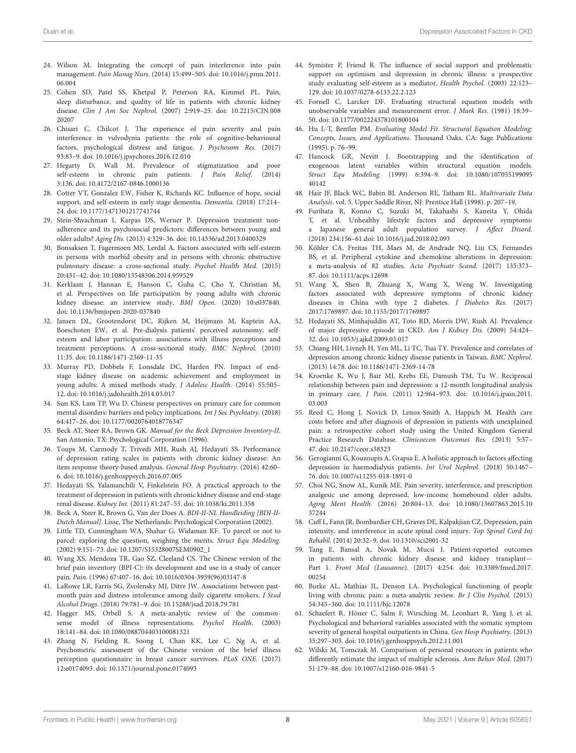24. Wilson M. Integrating the concept of pain interference into pain management. *Pain Manag Nurs.* (2014) 15:499–505. doi: 10.1016/j.pmn.2011.06.004
25. Cohen SD, Patel SS, Khetpal P, Peterson RA, Kimmel PL. Pain, sleep disturbance, and quality of life in patients with chronic kidney disease. *Clin J Am Soc Nephrol.* (2007) 2:919–25. doi: 10.2215/CJN.00820207
26. Chisari C, Chilcot J. The experience of pain severity and pain interference in vulvodynia patients: the role of cognitive-behavioural factors, psychological distress and fatigue. *J Psychosom Res.* (2017) 93:83–9. doi: 10.1016/j.jpsychores.2016.12.010
27. Hegarty D, Wall M. Prevalence of stigmatization and poor self-esteem in chronic pain patients. *J Pain Relief.* (2014) 3:136. doi: 10.4172/2167-0846.1000136
28. Cotter VT, Gonzalez EW, Fisher K, Richards KC. Influence of hope, social support, and self-esteem in early stage dementia. *Dementia.* (2018) 17:214–24. doi: 10.1177/1471301217741744
29. Stein-Shvachman I, Karpas DS, Werner P. Depression treatment non-adherence and its psychosocial predictors: differences between young and older adults? *Aging Dis.* (2013) 4:329–36. doi: 10.14336/ad.2013.0400329
30. Bonsaksen T, Fagermoen MS, Lerdal A. Factors associated with self-esteem in persons with morbid obesity and in persons with chronic obstructive pulmonary disease: a cross-sectional study. *Psychol Health Med.* (2015) 20:431–42. doi: 10.1080/13548506.2014.959529
31. Kerklaan J, Hannan E, Hanson C, Guha C, Cho Y, Christian M, et al. Perspectives on life participation by young adults with chronic kidney disease: an interview study. *BMJ Open.* (2020) 10:e037840. doi: 10.1136/bmjopen-2020-037840
32. Jansen DL, Grootendorst DC, Rijken M, Heijmans M, Kaptein AA, Boeschoten EW, et al. Pre-dialysis patients' perceived autonomy, self-esteem and labor participation: associations with illness perceptions and treatment perceptions. A cross-sectional study. *BMC Nephrol.* (2010) 11:35. doi: 10.1186/1471-2369-11-35
33. Murray PD, Dobbels F, Lonsdale DC, Harden PN. Impact of end-stage kidney disease on academic achievement and employment in young adults: A mixed methods study. *J Adolesc Health.* (2014) 55:505–12. doi: 10.1016/j.jadohealth.2014.03.017
34. Sun KS, Lam TP, Wu D. Chinese perspectives on primary care for common mental disorders: barriers and policy implications. *Int J Soc Psychiatry.* (2018) 64:417–26. doi: 10.1177/0020764018776347
35. Beck AT, Steer RA, Brown GK. *Manual for the Beck Depression Inventory-II*. San Antonio, TX: Psychological Corporation (1996).
36. Toups M, Carmody T, Trivedi MH, Rush AJ, Hedayati SS. Performance of depression rating scales in patients with chronic kidney disease: An item response theory-based analysis. *General Hosp Psychiatry.* (2016) 42:60–6. doi: 10.1016/j.genhosppsych.2016.07.005
37. Hedayati SS, Yalamanchili V, Finkelstein FO. A practical approach to the treatment of depression in patients with chronic kidney disease and end-stage renal disease. *Kidney Int.* (2011) 81:247–55. doi: 10.1038/ki.2011.358
38. Beck A, Steer R, Brown G, Van der Does A. *BDI-II-NL Handleiding [BDI-II-Dutch Manual]*. Lisse, The Netherlands: Psychological Corporation (2002).
39. Little TD, Cunningham WA, Shahar G, Widaman KF. To parcel or not to parcel: exploring the question, weighing the merits. *Struct Equ Modeling.* (2002) 9:151–73. doi: 10.1207/S15328007SEM0902_1
40. Wang XS, Mendoza TR, Gao SZ, Cleeland CS. The Chinese version of the brief pain inventory (BPI-C): its development and use in a study of cancer pain. *Pain.* (1996) 67:407–16. doi: 10.1016/0304-3959(96)03147-8
41. LaRowe LR, Farris SG, Zvolensky MJ, Ditre JW. Associations between past-month pain and distress intolerance among daily cigarette smokers. *J Stud Alcohol Drugs.* (2018) 79:781–9. doi: 10.15288/jsad.2018.79.781
42. Hagger MS, Orbell S. A meta-analytic review of the common-sense model of illness representations. *Psychol Health.* (2003) 18:141–84. doi: 10.1080/088704403100081321
43. Zhang N, Fielding R, Soong I, Chan KK, Lee C, Ng A, et al. Psychometric assessment of the Chinese version of the brief illness perception questionnaire in breast cancer survivors. *PLoS ONE.* (2017) 12:e0174093. doi: 10.1371/journal.pone.0174093
44. Symister P, Friend R. The influence of social support and problematic support on optimism and depression in chronic illness: a prospective study evaluating self-esteem as a mediator. *Health Psychol.* (2003) 22:123–129. doi: 10.1037/0278-6133.22.2.123
45. Fornell C, Larcker DF. Evaluating structural equation models with unobservable variables and measurement error. *J Mark Res.* (1981) 18:39–50. doi: 10.1177/002224378101800104
46. Hu L-T, Bentler PM. *Evaluating Model Fit. Structural Equation Modeling: Concepts, Issues, and Applications*. Thousand Oaks, CA: Sage Publications (1995). p. 76–99.
47. Hancock GR, Nevitt J. Bootstrapping and the identification of exogenous latent variables within structural equation models. *Struct Equ Modeling.* (1999) 6:394–9. doi: 10.1080/10705519909540142
48. Hair JF, Black WC, Babin BJ, Anderson RE, Tatham RL. *Multivariate Data Analysis*. vol. 5. Upper Saddle River, NJ: Prentice Hall (1998). p. 207–19.
49. Furihata R, Konno C, Suzuki M, Takahashi S, Kaneita Y, Ohida T, et al. Unhealthy lifestyle factors and depressive symptoms: a Japanese general adult population survey. *J Affect Disord.* (2018) 234:156–61.doi: 10.1016/j.jad.2018.02.093
50. Köhler CA, Freitas TH, Maes M, de Andrade NQ, Liu CS, Fernandes BS, et al. Peripheral cytokine and chemokine alterations in depression: a meta-analysis of 82 studies. *Acta Psychiatr Scand.* (2017) 135:373–87. doi: 10.1111/acps.12698
51. Wang X, Shen B, Zhuang X, Wang X, Weng W. Investigating factors associated with depressive symptoms of chronic kidney diseases in China with type 2 diabetes. *J Diabetes Res.* (2017) 2017:1769897. doi: 10.1155/2017/1769897
52. Hedayati SS, Minhajuddin AT, Toto RD, Morris DW, Rush AJ. Prevalence of major depressive episode in CKD. *Am J Kidney Dis.* (2009) 54:424–32. doi: 10.1053/j.ajkd.2009.03.017
53. Chiang HH, Livneh H, Yen ML, Li TC, Tsai TY. Prevalence and correlates of depression among chronic kidney disease patients in Taiwan. *BMC Nephrol.* (2013) 14:78. doi: 10.1186/1471-2369-14-78
54. Kroenke K, Wu J, Bair MJ, Krebs EE, Damush TM, Tu W. Reciprocal relationship between pain and depression: a 12-month longitudinal analysis in primary care. *J Pain.* (2011) 12:964–973. doi: 10.1016/j.jpain.2011.03.003
55. Reed C, Hong J, Novick D, Lenox-Smith A, Happich M. Health care costs before and after diagnosis of depression in patients with unexplained pain: a retrospective cohort study using the United Kingdom General Practice Research Database. *Clinicoecon Outcomes Res.* (2013) 5:37–47. doi: 10.2147/ceor.s38323
56. Gerogianni G, Kouzoupis A, Grapsa E. A holistic approach to factors affecting depression in haemodialysis patients. *Int Urol Nephrol.* (2018) 50:1467–76. doi: 10.1007/s11255-018-1891-0
57. Choi NG, Snow AL, Kunik ME. Pain severity, interference, and prescription analgesic use among depressed, low-income homebound older adults. *Aging Ment Health.* (2016) 20:804–13. doi: 10.1080/13607863.2015.1037244
58. Cuff L, Fann JR, Bombardier CH, Graves DE, Kalpakjian CZ. Depression, pain intensity, and interference in acute spinal cord injury. *Top Spinal Cord Inj Rehabil.* (2014) 20:32–9. doi: 10.1310/sci2001-32
59. Tang E, Bansal A, Novak M, Mucsi I. Patient-reported outcomes in patients with chronic kidney disease and kidney transplant—Part 1. *Front Med (Lausanne).* (2017) 4:254. doi: 10.3389/fmed.2017.00254
60. Burke AL, Mathias JL, Denson LA. Psychological functioning of people living with chronic pain: a meta-analytic review. *Br J Clin Psychol.* (2015) 54:345–360. doi: 10.1111/bjc.12078
61. Schaefert R, Höner C, Salm F, Wirsching M, Leonhart R, Yang J, et al. Psychological and behavioral variables associated with the somatic symptom severity of general hospital outpatients in China. *Gen Hosp Psychiatry.* (2013) 35:297–303. doi: 10.1016/j.genhosppsych.2012.11.001
62. Wilski M, Tomczak M. Comparison of personal resources in patients who differently estimate the impact of multiple sclerosis. *Ann Behav Med.* (2017) 51:179–88. doi: 10.1007/s12160-016-9841-5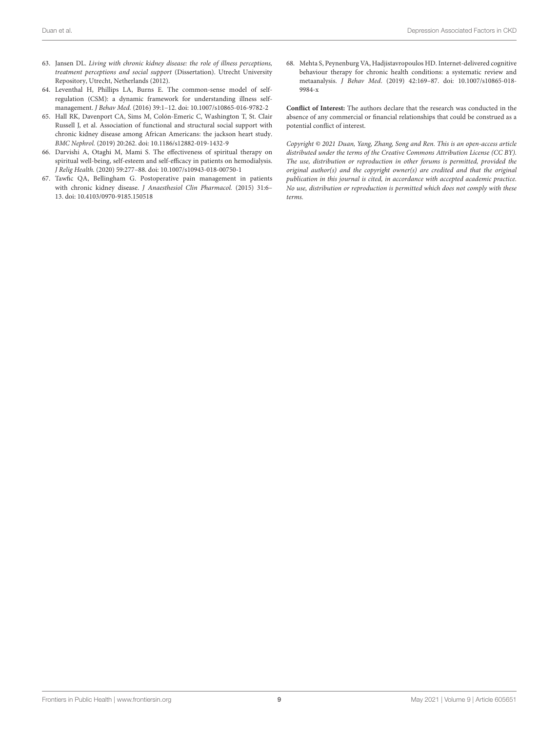63. Jansen DL. *Living with chronic kidney disease: the role of illness perceptions, treatment perceptions and social support* (Dissertation). Utrecht University Repository, Utrecht, Netherlands (2012).
64. Leventhal H, Phillips LA, Burns E. The common-sense model of self-regulation (CSM): a dynamic framework for understanding illness self-management. *J Behav Med.* (2016) 39:1–12. doi: 10.1007/s10865-016-9782-2
65. Hall RK, Davenport CA, Sims M, Colón-Emeric C, Washington T, St. Clair Russell J, et al. Association of functional and structural social support with chronic kidney disease among African Americans: the jackson heart study. *BMC Nephrol.* (2019) 20:262. doi: 10.1186/s12882-019-1432-9
66. Darvishi A, Otaghi M, Mami S. The effectiveness of spiritual therapy on spiritual well-being, self-esteem and self-efficacy in patients on hemodialysis. *J Relig Health.* (2020) 59:277–88. doi: 10.1007/s10943-018-00750-1
67. Tawfic QA, Bellingham G. Postoperative pain management in patients with chronic kidney disease. *J Anaesthesiol Clin Pharmacol.* (2015) 31:6–13. doi: 10.4103/0970-9185.150518
68. Mehta S, Peynenburg VA, Hadjistavropoulos HD. Internet-delivered cognitive behaviour therapy for chronic health conditions: a systematic review and metaanalysis. *J Behav Med*. (2019) 42:169–87. doi: 10.1007/s10865-018-9984-x

**Conflict of Interest:** The authors declare that the research was conducted in the absence of any commercial or financial relationships that could be construed as a potential conflict of interest.

*Copyright © 2021 Duan, Yang, Zhang, Song and Ren. This is an open-access article distributed under the terms of the Creative Commons Attribution License (CC BY). The use, distribution or reproduction in other forums is permitted, provided the original author(s) and the copyright owner(s) are credited and that the original publication in this journal is cited, in accordance with accepted academic practice. No use, distribution or reproduction is permitted which does not comply with these terms.*